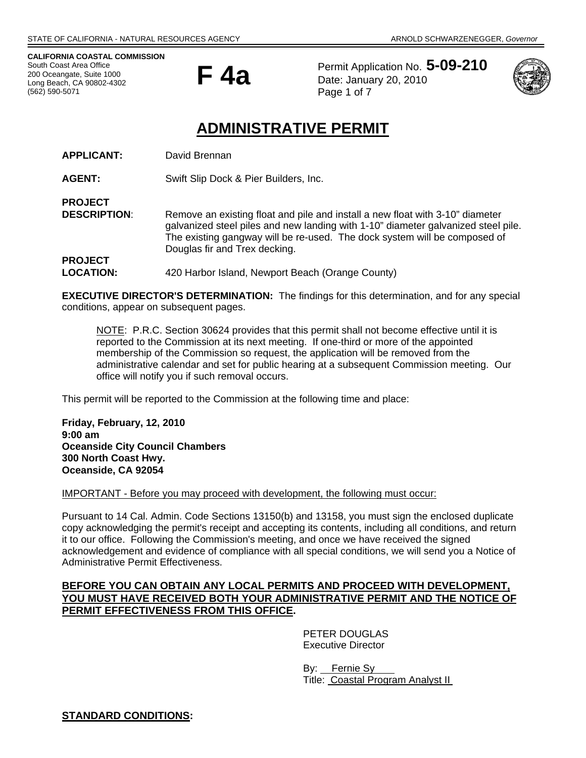STATE OF CALIFORNIA - NATURAL RESOURCES AGENCY ARNOLD SCHWARZENEGGER, *Governor*

**CALIFORNIA COASTAL COMMISSION**
South Coast Area Office
200 Oceangate, Suite 1000
Long Beach, CA 90802-4302
(562) 590-5071

# F 4a

Permit Application No. **5-09-210**
Date: January 20, 2010
Page 1 of 7

# ADMINISTRATIVE PERMIT

**APPLICANT:** David Brennan

**AGENT:** Swift Slip Dock & Pier Builders, Inc.

**PROJECT DESCRIPTION:** Remove an existing float and pile and install a new float with 3-10" diameter galvanized steel piles and new landing with 1-10" diameter galvanized steel pile. The existing gangway will be re-used. The dock system will be composed of Douglas fir and Trex decking.

**PROJECT LOCATION:** 420 Harbor Island, Newport Beach (Orange County)

**EXECUTIVE DIRECTOR'S DETERMINATION:** The findings for this determination, and for any special conditions, appear on subsequent pages.

> NOTE: P.R.C. Section 30624 provides that this permit shall not become effective until it is reported to the Commission at its next meeting. If one-third or more of the appointed membership of the Commission so request, the application will be removed from the administrative calendar and set for public hearing at a subsequent Commission meeting. Our office will notify you if such removal occurs.

This permit will be reported to the Commission at the following time and place:

**Friday, February, 12, 2010**
**9:00 am**
**Oceanside City Council Chambers**
**300 North Coast Hwy.**
**Oceanside, CA 92054**

IMPORTANT - Before you may proceed with development, the following must occur:

Pursuant to 14 Cal. Admin. Code Sections 13150(b) and 13158, you must sign the enclosed duplicate copy acknowledging the permit's receipt and accepting its contents, including all conditions, and return it to our office. Following the Commission's meeting, and once we have received the signed acknowledgement and evidence of compliance with all special conditions, we will send you a Notice of Administrative Permit Effectiveness.

**BEFORE YOU CAN OBTAIN ANY LOCAL PERMITS AND PROCEED WITH DEVELOPMENT, YOU MUST HAVE RECEIVED BOTH YOUR ADMINISTRATIVE PERMIT AND THE NOTICE OF PERMIT EFFECTIVENESS FROM THIS OFFICE.**

PETER DOUGLAS
Executive Director

By: Fernie Sy
Title: Coastal Program Analyst II

**STANDARD CONDITIONS:**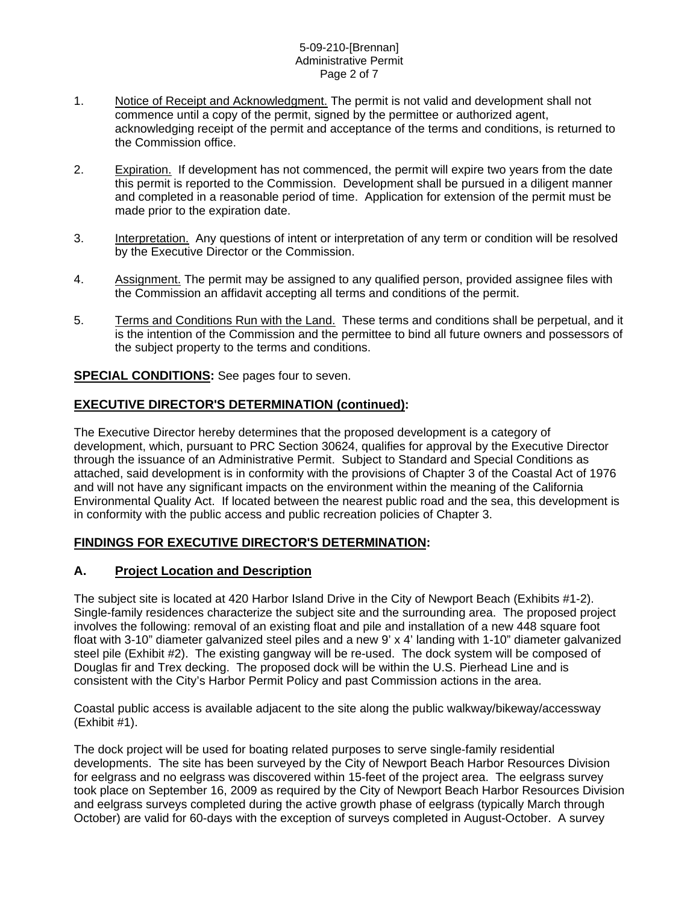1. Notice of Receipt and Acknowledgment. The permit is not valid and development shall not commence until a copy of the permit, signed by the permittee or authorized agent, acknowledging receipt of the permit and acceptance of the terms and conditions, is returned to the Commission office.

2. Expiration. If development has not commenced, the permit will expire two years from the date this permit is reported to the Commission. Development shall be pursued in a diligent manner and completed in a reasonable period of time. Application for extension of the permit must be made prior to the expiration date.

3. Interpretation. Any questions of intent or interpretation of any term or condition will be resolved by the Executive Director or the Commission.

4. Assignment. The permit may be assigned to any qualified person, provided assignee files with the Commission an affidavit accepting all terms and conditions of the permit.

5. Terms and Conditions Run with the Land. These terms and conditions shall be perpetual, and it is the intention of the Commission and the permittee to bind all future owners and possessors of the subject property to the terms and conditions.

**SPECIAL CONDITIONS:** See pages four to seven.

## EXECUTIVE DIRECTOR'S DETERMINATION (continued):

The Executive Director hereby determines that the proposed development is a category of development, which, pursuant to PRC Section 30624, qualifies for approval by the Executive Director through the issuance of an Administrative Permit. Subject to Standard and Special Conditions as attached, said development is in conformity with the provisions of Chapter 3 of the Coastal Act of 1976 and will not have any significant impacts on the environment within the meaning of the California Environmental Quality Act. If located between the nearest public road and the sea, this development is in conformity with the public access and public recreation policies of Chapter 3.

## FINDINGS FOR EXECUTIVE DIRECTOR'S DETERMINATION:

### A. Project Location and Description

The subject site is located at 420 Harbor Island Drive in the City of Newport Beach (Exhibits #1-2). Single-family residences characterize the subject site and the surrounding area. The proposed project involves the following: removal of an existing float and pile and installation of a new 448 square foot float with 3-10" diameter galvanized steel piles and a new 9' x 4' landing with 1-10" diameter galvanized steel pile (Exhibit #2). The existing gangway will be re-used. The dock system will be composed of Douglas fir and Trex decking. The proposed dock will be within the U.S. Pierhead Line and is consistent with the City's Harbor Permit Policy and past Commission actions in the area.

Coastal public access is available adjacent to the site along the public walkway/bikeway/accessway (Exhibit #1).

The dock project will be used for boating related purposes to serve single-family residential developments. The site has been surveyed by the City of Newport Beach Harbor Resources Division for eelgrass and no eelgrass was discovered within 15-feet of the project area. The eelgrass survey took place on September 16, 2009 as required by the City of Newport Beach Harbor Resources Division and eelgrass surveys completed during the active growth phase of eelgrass (typically March through October) are valid for 60-days with the exception of surveys completed in August-October. A survey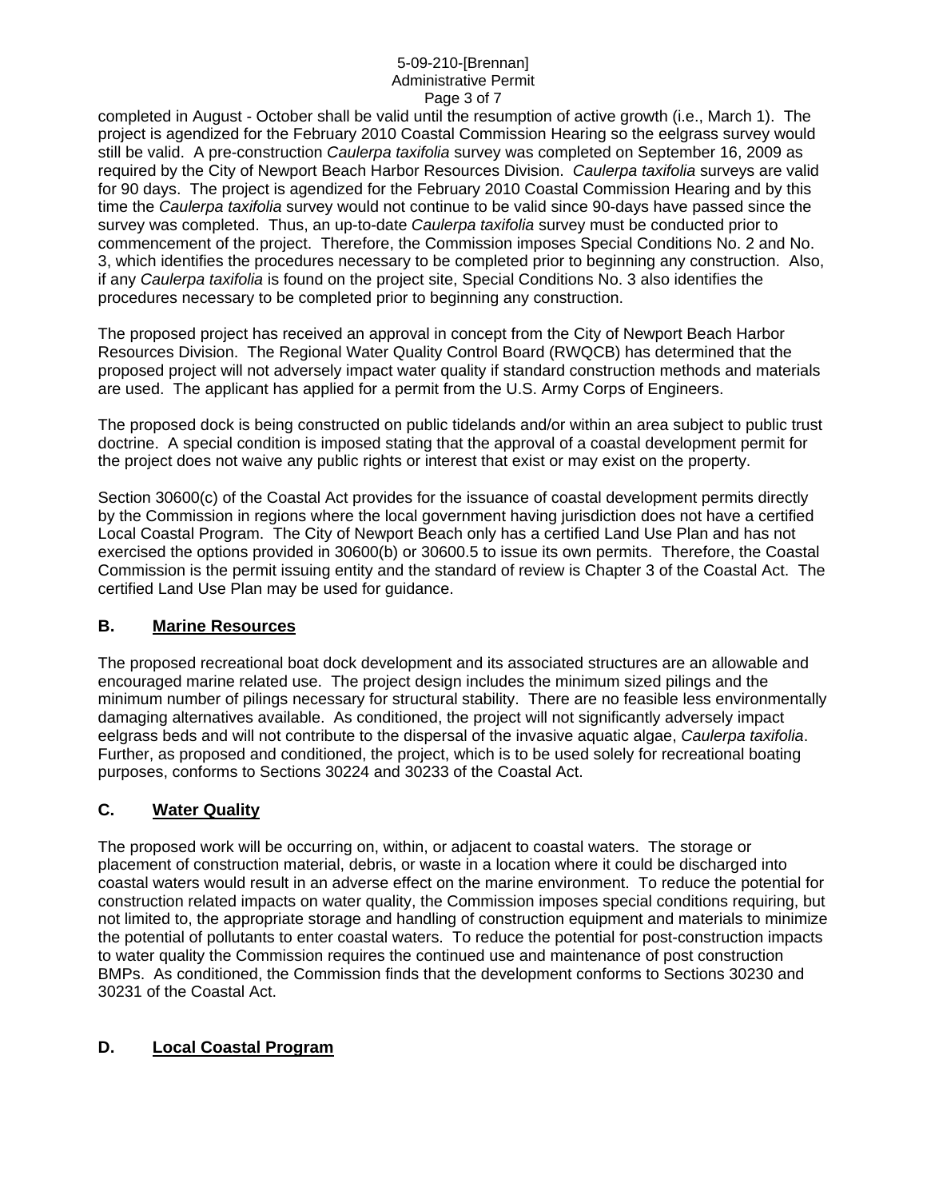completed in August - October shall be valid until the resumption of active growth (i.e., March 1). The project is agendized for the February 2010 Coastal Commission Hearing so the eelgrass survey would still be valid. A pre-construction *Caulerpa taxifolia* survey was completed on September 16, 2009 as required by the City of Newport Beach Harbor Resources Division. *Caulerpa taxifolia* surveys are valid for 90 days. The project is agendized for the February 2010 Coastal Commission Hearing and by this time the *Caulerpa taxifolia* survey would not continue to be valid since 90-days have passed since the survey was completed. Thus, an up-to-date *Caulerpa taxifolia* survey must be conducted prior to commencement of the project. Therefore, the Commission imposes Special Conditions No. 2 and No. 3, which identifies the procedures necessary to be completed prior to beginning any construction. Also, if any *Caulerpa taxifolia* is found on the project site, Special Conditions No. 3 also identifies the procedures necessary to be completed prior to beginning any construction.

The proposed project has received an approval in concept from the City of Newport Beach Harbor Resources Division. The Regional Water Quality Control Board (RWQCB) has determined that the proposed project will not adversely impact water quality if standard construction methods and materials are used. The applicant has applied for a permit from the U.S. Army Corps of Engineers.

The proposed dock is being constructed on public tidelands and/or within an area subject to public trust doctrine. A special condition is imposed stating that the approval of a coastal development permit for the project does not waive any public rights or interest that exist or may exist on the property.

Section 30600(c) of the Coastal Act provides for the issuance of coastal development permits directly by the Commission in regions where the local government having jurisdiction does not have a certified Local Coastal Program. The City of Newport Beach only has a certified Land Use Plan and has not exercised the options provided in 30600(b) or 30600.5 to issue its own permits. Therefore, the Coastal Commission is the permit issuing entity and the standard of review is Chapter 3 of the Coastal Act. The certified Land Use Plan may be used for guidance.

## B. Marine Resources

The proposed recreational boat dock development and its associated structures are an allowable and encouraged marine related use. The project design includes the minimum sized pilings and the minimum number of pilings necessary for structural stability. There are no feasible less environmentally damaging alternatives available. As conditioned, the project will not significantly adversely impact eelgrass beds and will not contribute to the dispersal of the invasive aquatic algae, *Caulerpa taxifolia*. Further, as proposed and conditioned, the project, which is to be used solely for recreational boating purposes, conforms to Sections 30224 and 30233 of the Coastal Act.

## C. Water Quality

The proposed work will be occurring on, within, or adjacent to coastal waters. The storage or placement of construction material, debris, or waste in a location where it could be discharged into coastal waters would result in an adverse effect on the marine environment. To reduce the potential for construction related impacts on water quality, the Commission imposes special conditions requiring, but not limited to, the appropriate storage and handling of construction equipment and materials to minimize the potential of pollutants to enter coastal waters. To reduce the potential for post-construction impacts to water quality the Commission requires the continued use and maintenance of post construction BMPs. As conditioned, the Commission finds that the development conforms to Sections 30230 and 30231 of the Coastal Act.

## D. Local Coastal Program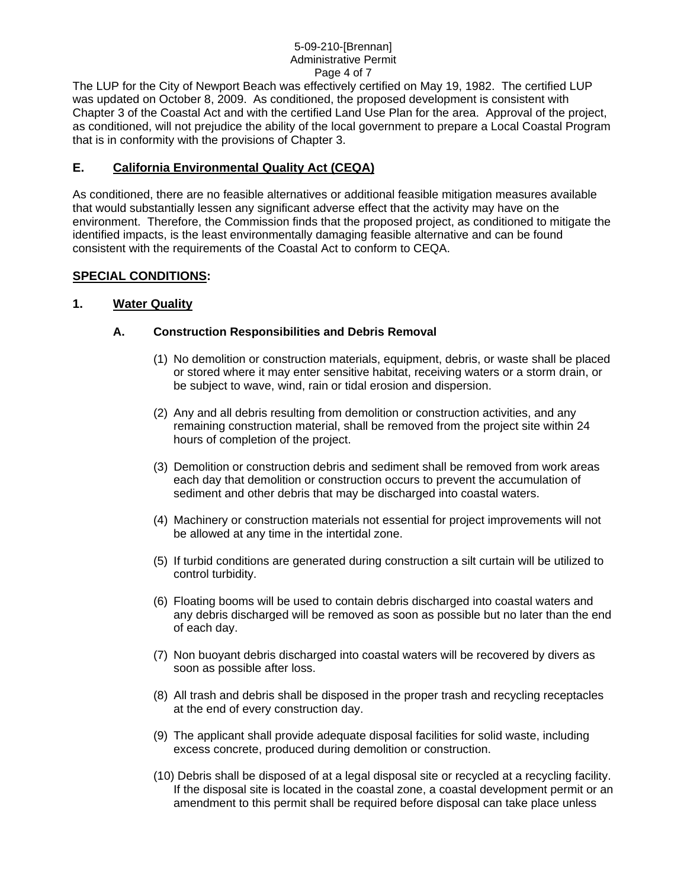The LUP for the City of Newport Beach was effectively certified on May 19, 1982. The certified LUP was updated on October 8, 2009. As conditioned, the proposed development is consistent with Chapter 3 of the Coastal Act and with the certified Land Use Plan for the area. Approval of the project, as conditioned, will not prejudice the ability of the local government to prepare a Local Coastal Program that is in conformity with the provisions of Chapter 3.

## E. California Environmental Quality Act (CEQA)

As conditioned, there are no feasible alternatives or additional feasible mitigation measures available that would substantially lessen any significant adverse effect that the activity may have on the environment. Therefore, the Commission finds that the proposed project, as conditioned to mitigate the identified impacts, is the least environmentally damaging feasible alternative and can be found consistent with the requirements of the Coastal Act to conform to CEQA.

## SPECIAL CONDITIONS:

### 1. Water Quality

#### A. Construction Responsibilities and Debris Removal

(1) No demolition or construction materials, equipment, debris, or waste shall be placed or stored where it may enter sensitive habitat, receiving waters or a storm drain, or be subject to wave, wind, rain or tidal erosion and dispersion.

(2) Any and all debris resulting from demolition or construction activities, and any remaining construction material, shall be removed from the project site within 24 hours of completion of the project.

(3) Demolition or construction debris and sediment shall be removed from work areas each day that demolition or construction occurs to prevent the accumulation of sediment and other debris that may be discharged into coastal waters.

(4) Machinery or construction materials not essential for project improvements will not be allowed at any time in the intertidal zone.

(5) If turbid conditions are generated during construction a silt curtain will be utilized to control turbidity.

(6) Floating booms will be used to contain debris discharged into coastal waters and any debris discharged will be removed as soon as possible but no later than the end of each day.

(7) Non buoyant debris discharged into coastal waters will be recovered by divers as soon as possible after loss.

(8) All trash and debris shall be disposed in the proper trash and recycling receptacles at the end of every construction day.

(9) The applicant shall provide adequate disposal facilities for solid waste, including excess concrete, produced during demolition or construction.

(10) Debris shall be disposed of at a legal disposal site or recycled at a recycling facility. If the disposal site is located in the coastal zone, a coastal development permit or an amendment to this permit shall be required before disposal can take place unless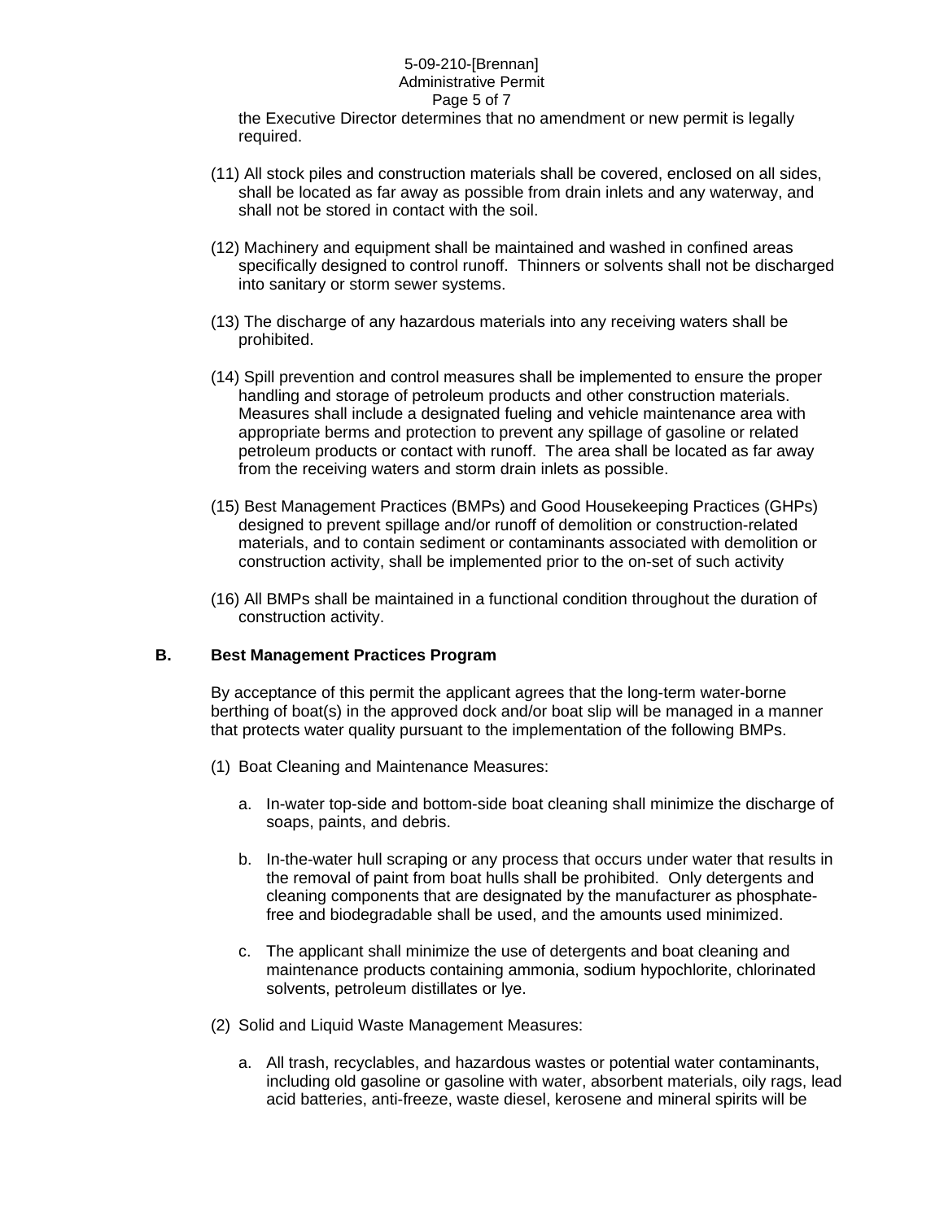the Executive Director determines that no amendment or new permit is legally required.

(11) All stock piles and construction materials shall be covered, enclosed on all sides, shall be located as far away as possible from drain inlets and any waterway, and shall not be stored in contact with the soil.

(12) Machinery and equipment shall be maintained and washed in confined areas specifically designed to control runoff. Thinners or solvents shall not be discharged into sanitary or storm sewer systems.

(13) The discharge of any hazardous materials into any receiving waters shall be prohibited.

(14) Spill prevention and control measures shall be implemented to ensure the proper handling and storage of petroleum products and other construction materials. Measures shall include a designated fueling and vehicle maintenance area with appropriate berms and protection to prevent any spillage of gasoline or related petroleum products or contact with runoff. The area shall be located as far away from the receiving waters and storm drain inlets as possible.

(15) Best Management Practices (BMPs) and Good Housekeeping Practices (GHPs) designed to prevent spillage and/or runoff of demolition or construction-related materials, and to contain sediment or contaminants associated with demolition or construction activity, shall be implemented prior to the on-set of such activity

(16) All BMPs shall be maintained in a functional condition throughout the duration of construction activity.

## B. Best Management Practices Program

By acceptance of this permit the applicant agrees that the long-term water-borne berthing of boat(s) in the approved dock and/or boat slip will be managed in a manner that protects water quality pursuant to the implementation of the following BMPs.

(1) Boat Cleaning and Maintenance Measures:

a. In-water top-side and bottom-side boat cleaning shall minimize the discharge of soaps, paints, and debris.

b. In-the-water hull scraping or any process that occurs under water that results in the removal of paint from boat hulls shall be prohibited. Only detergents and cleaning components that are designated by the manufacturer as phosphate-free and biodegradable shall be used, and the amounts used minimized.

c. The applicant shall minimize the use of detergents and boat cleaning and maintenance products containing ammonia, sodium hypochlorite, chlorinated solvents, petroleum distillates or lye.

(2) Solid and Liquid Waste Management Measures:

a. All trash, recyclables, and hazardous wastes or potential water contaminants, including old gasoline or gasoline with water, absorbent materials, oily rags, lead acid batteries, anti-freeze, waste diesel, kerosene and mineral spirits will be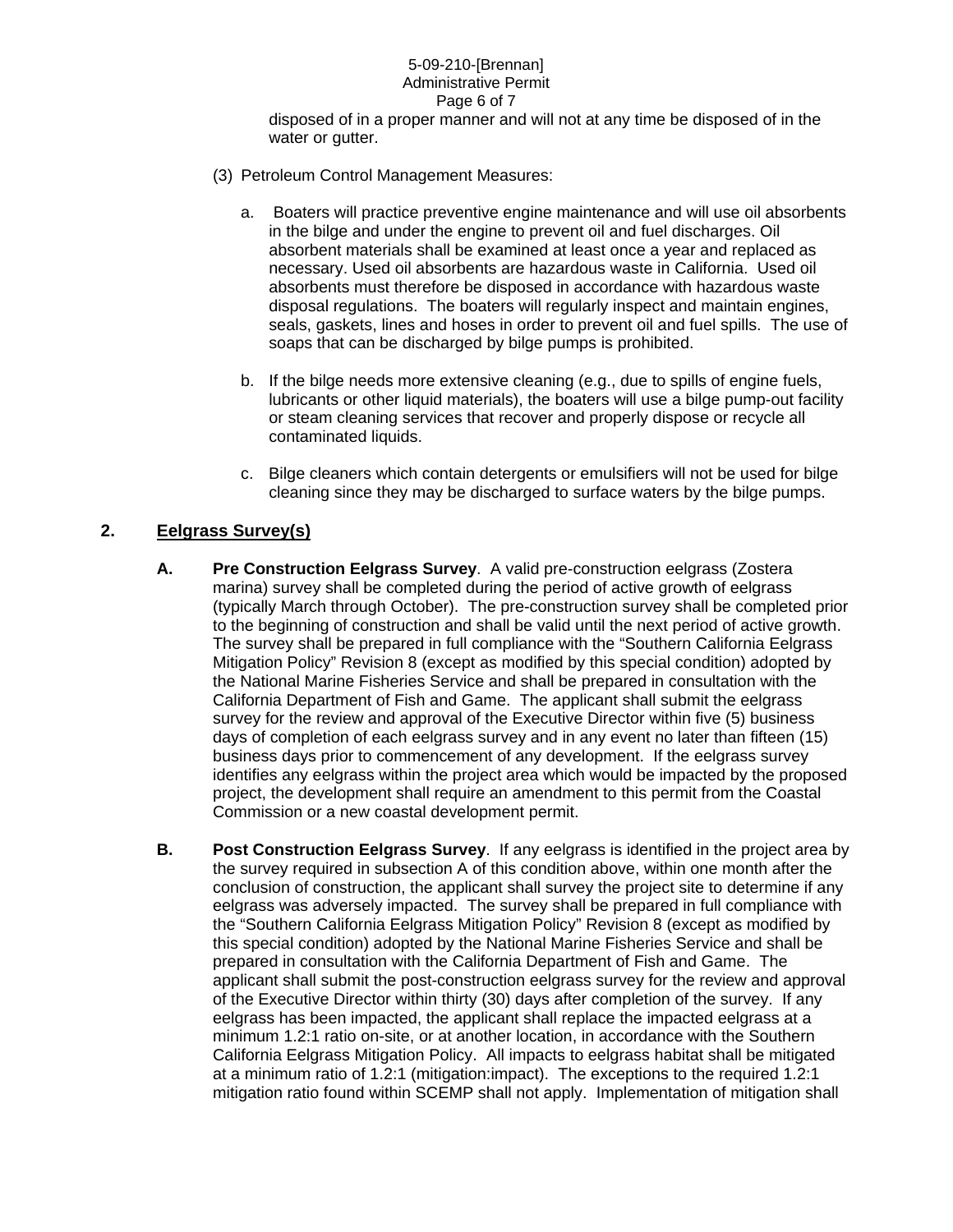disposed of in a proper manner and will not at any time be disposed of in the water or gutter.

(3) Petroleum Control Management Measures:

a. Boaters will practice preventive engine maintenance and will use oil absorbents in the bilge and under the engine to prevent oil and fuel discharges. Oil absorbent materials shall be examined at least once a year and replaced as necessary. Used oil absorbents are hazardous waste in California. Used oil absorbents must therefore be disposed in accordance with hazardous waste disposal regulations. The boaters will regularly inspect and maintain engines, seals, gaskets, lines and hoses in order to prevent oil and fuel spills. The use of soaps that can be discharged by bilge pumps is prohibited.

b. If the bilge needs more extensive cleaning (e.g., due to spills of engine fuels, lubricants or other liquid materials), the boaters will use a bilge pump-out facility or steam cleaning services that recover and properly dispose or recycle all contaminated liquids.

c. Bilge cleaners which contain detergents or emulsifiers will not be used for bilge cleaning since they may be discharged to surface waters by the bilge pumps.

## 2. Eelgrass Survey(s)

**A. Pre Construction Eelgrass Survey**. A valid pre-construction eelgrass (Zostera marina) survey shall be completed during the period of active growth of eelgrass (typically March through October). The pre-construction survey shall be completed prior to the beginning of construction and shall be valid until the next period of active growth. The survey shall be prepared in full compliance with the "Southern California Eelgrass Mitigation Policy" Revision 8 (except as modified by this special condition) adopted by the National Marine Fisheries Service and shall be prepared in consultation with the California Department of Fish and Game. The applicant shall submit the eelgrass survey for the review and approval of the Executive Director within five (5) business days of completion of each eelgrass survey and in any event no later than fifteen (15) business days prior to commencement of any development. If the eelgrass survey identifies any eelgrass within the project area which would be impacted by the proposed project, the development shall require an amendment to this permit from the Coastal Commission or a new coastal development permit.

**B. Post Construction Eelgrass Survey**. If any eelgrass is identified in the project area by the survey required in subsection A of this condition above, within one month after the conclusion of construction, the applicant shall survey the project site to determine if any eelgrass was adversely impacted. The survey shall be prepared in full compliance with the "Southern California Eelgrass Mitigation Policy" Revision 8 (except as modified by this special condition) adopted by the National Marine Fisheries Service and shall be prepared in consultation with the California Department of Fish and Game. The applicant shall submit the post-construction eelgrass survey for the review and approval of the Executive Director within thirty (30) days after completion of the survey. If any eelgrass has been impacted, the applicant shall replace the impacted eelgrass at a minimum 1.2:1 ratio on-site, or at another location, in accordance with the Southern California Eelgrass Mitigation Policy. All impacts to eelgrass habitat shall be mitigated at a minimum ratio of 1.2:1 (mitigation:impact). The exceptions to the required 1.2:1 mitigation ratio found within SCEMP shall not apply. Implementation of mitigation shall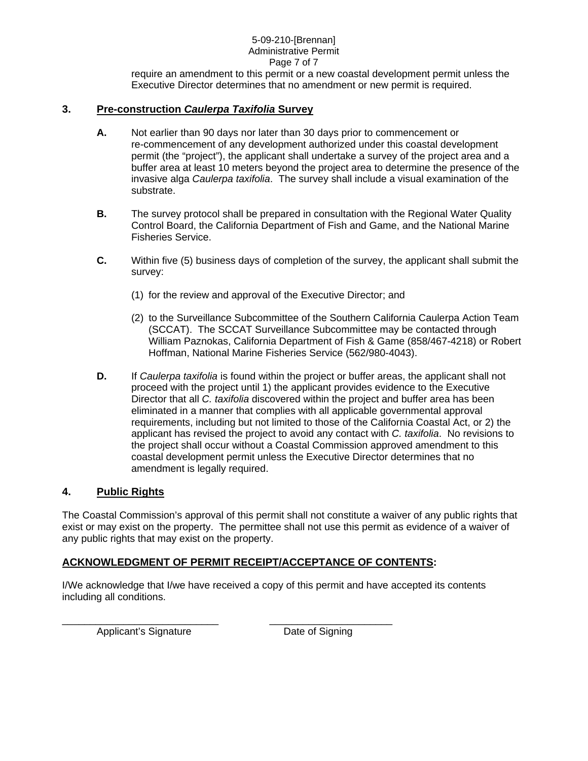require an amendment to this permit or a new coastal development permit unless the Executive Director determines that no amendment or new permit is required.

### 3. Pre-construction *Caulerpa Taxifolia* Survey

**A.** Not earlier than 90 days nor later than 30 days prior to commencement or re-commencement of any development authorized under this coastal development permit (the "project"), the applicant shall undertake a survey of the project area and a buffer area at least 10 meters beyond the project area to determine the presence of the invasive alga *Caulerpa taxifolia*. The survey shall include a visual examination of the substrate.

**B.** The survey protocol shall be prepared in consultation with the Regional Water Quality Control Board, the California Department of Fish and Game, and the National Marine Fisheries Service.

**C.** Within five (5) business days of completion of the survey, the applicant shall submit the survey:

(1) for the review and approval of the Executive Director; and

(2) to the Surveillance Subcommittee of the Southern California Caulerpa Action Team (SCCAT). The SCCAT Surveillance Subcommittee may be contacted through William Paznokas, California Department of Fish & Game (858/467-4218) or Robert Hoffman, National Marine Fisheries Service (562/980-4043).

**D.** If *Caulerpa taxifolia* is found within the project or buffer areas, the applicant shall not proceed with the project until 1) the applicant provides evidence to the Executive Director that all *C. taxifolia* discovered within the project and buffer area has been eliminated in a manner that complies with all applicable governmental approval requirements, including but not limited to those of the California Coastal Act, or 2) the applicant has revised the project to avoid any contact with *C. taxifolia*. No revisions to the project shall occur without a Coastal Commission approved amendment to this coastal development permit unless the Executive Director determines that no amendment is legally required.

### 4. Public Rights

The Coastal Commission's approval of this permit shall not constitute a waiver of any public rights that exist or may exist on the property. The permittee shall not use this permit as evidence of a waiver of any public rights that may exist on the property.

## ACKNOWLEDGMENT OF PERMIT RECEIPT/ACCEPTANCE OF CONTENTS:

I/We acknowledge that I/we have received a copy of this permit and have accepted its contents including all conditions.

_____________________________ &nbsp;&nbsp;&nbsp;&nbsp; ______________________

Applicant's Signature &nbsp;&nbsp;&nbsp;&nbsp; Date of Signing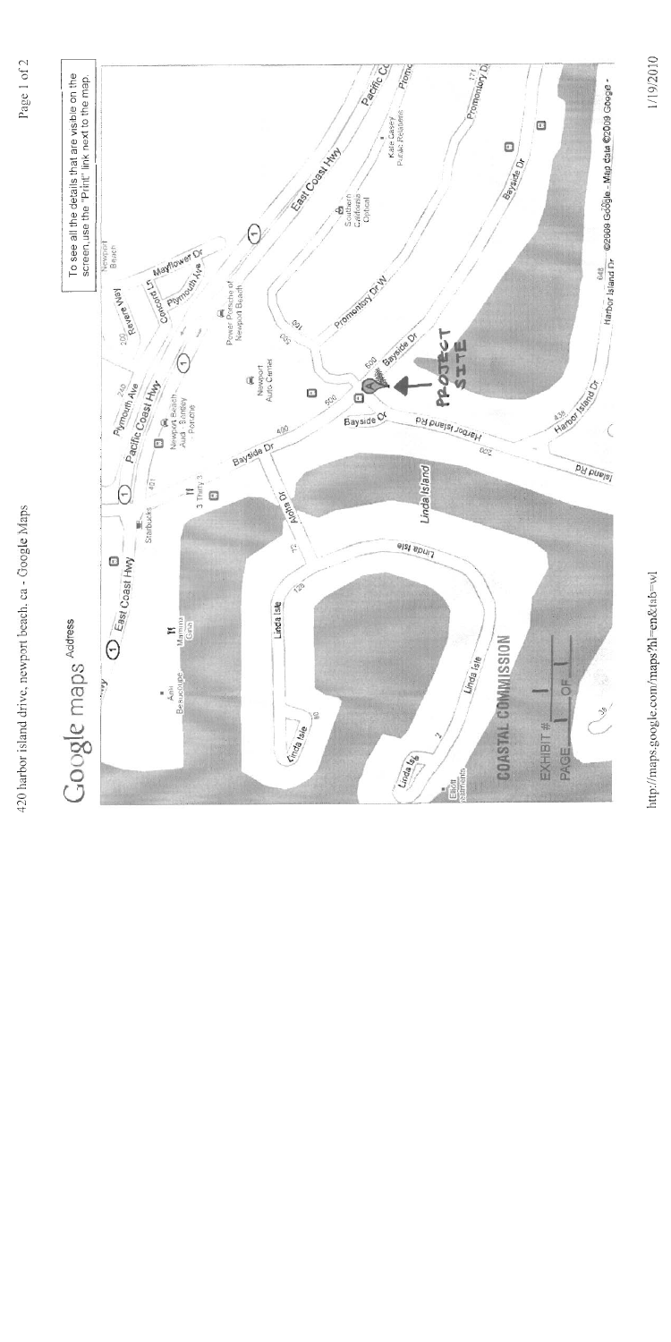420 harbor island drive, newport beach, ca - Google Maps

Google maps Address

To see all the details that are visible on the screen, use the "Print" link next to the map.

PROJECT SITE

Pacific Coast Hwy
East Coast Hwy
Bayside Dr
Harbor Island Rd
Harbor Island Dr
Promontory Dr W
Linda Isle
Linda Island
Mayflower Dr
Plymouth Ave
Concord Ln
Revere Way

©2009 Google - Map data ©2009 Google -

**COASTAL COMMISSION**

EXHIBIT # 1

PAGE 1 OF 1

http://maps.google.com/maps?hl=en&tab=wl

1/19/2010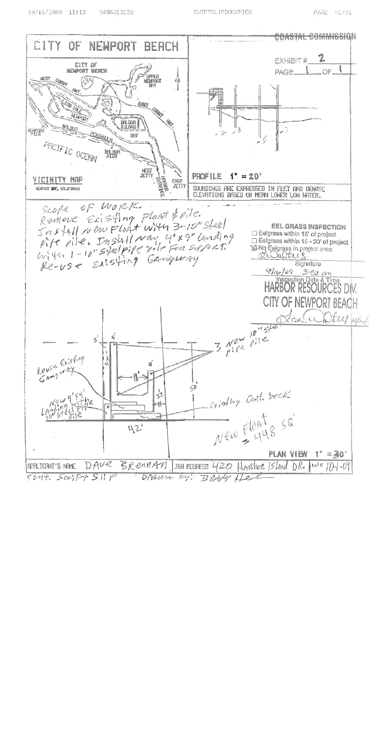COASTAL COMMISSION

EXHIBIT # 2

PAGE 1 OF 1

# CITY OF NEWPORT BEACH

CITY OF NEWPORT BEACH

WEST COAST HWY.

UPPER NEWPORT BAY

LIDO ISLE

NEWPORT

EAST COAST HWY.

BALBOA ISLAND

NEWPORT PIER

BALBOA PENINSULA

BAY

PACIFIC OCEAN

BALBOA PIER

WEST JETTY

HARBOR ENTRANCE

EAST JETTY

VICINITY MAP

NEWPORT BAY, CALIFORNIA

PROFILE 1" = 20'

SOUNDINGS ARE EXPRESSED IN FEET AND DENOTE ELEVATIONS BASED ON MEAN LOWER LOW WATER.

-2 -3 -5 -7

Scope of Work.
Remove Existing Float & Pile.
Install New Float with 3-10" Steel Pipe Pile. Install New 4'x9' Landing with 1-10" Steel Pipe Pile For Support.
Re-use Existing Gangway

**EEL GRASS INSPECTION**

☐ Eelgrass within 15' of project

☐ Eelgrass within 15 - 30' of project

☒ No Eelgrass in project area

Signature

9/16/09 3:52 pm

Inspection Date & Time

**HARBOR RESOURCES DIV.**

**CITY OF NEWPORT BEACH**

10/14/09

Reuse Existing Gangway

5' 4' 4'

3 New 10" steel pipe pile

18'

50'

24'

New 9'x4' Landing with 10" Steel Pipe Pile

Existing Cant. Deck

42'

New Float ≈ 448 SQ'

PLAN VIEW 1" = 30'

APPLICANT'S NAME Dave Brennan | JOB ADDRESS 420 Harbor Island DR. | Date 10-1-09

Cont. Swift Slip | Drawn by: Bobby Hel